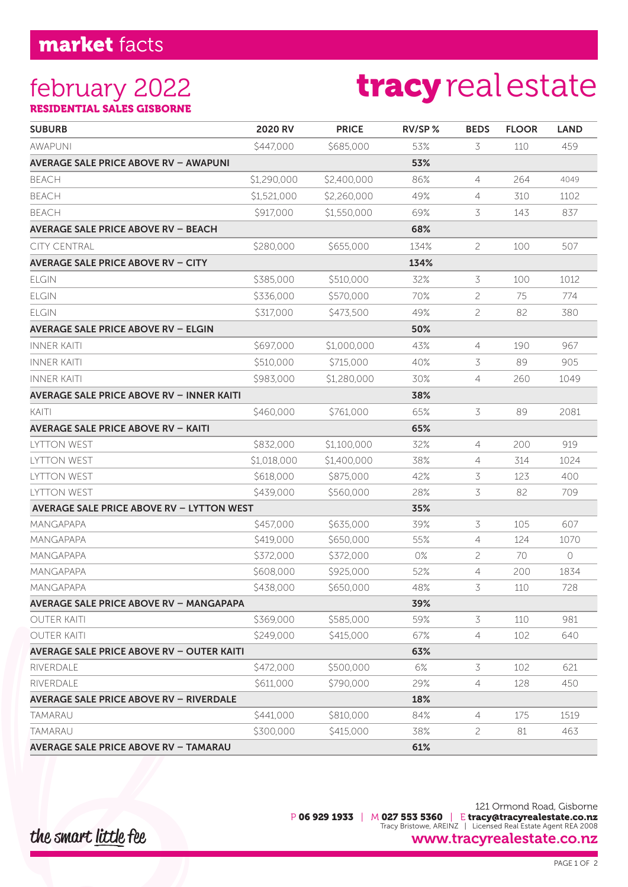# market facts

## february 2022

**RESIDENTIAL SALES GISBORNE**

**tracy** real estate

| SUBURB | 2020 RV | PRICE | RV/SP % | BEDS | FLOOR | LAND |
|---|---|---|---|---|---|---|
| AWAPUNI | $447,000 | $685,000 | 53% | 3 | 110 | 459 |
| **AVERAGE SALE PRICE ABOVE RV – AWAPUNI** | | | **53%** | | | |
| BEACH | $1,290,000 | $2,400,000 | 86% | 4 | 264 | 4049 |
| BEACH | $1,521,000 | $2,260,000 | 49% | 4 | 310 | 1102 |
| BEACH | $917,000 | $1,550,000 | 69% | 3 | 143 | 837 |
| **AVERAGE SALE PRICE ABOVE RV – BEACH** | | | **68%** | | | |
| CITY CENTRAL | $280,000 | $655,000 | 134% | 2 | 100 | 507 |
| **AVERAGE SALE PRICE ABOVE RV – CITY** | | | **134%** | | | |
| ELGIN | $385,000 | $510,000 | 32% | 3 | 100 | 1012 |
| ELGIN | $336,000 | $570,000 | 70% | 2 | 75 | 774 |
| ELGIN | $317,000 | $473,500 | 49% | 2 | 82 | 380 |
| **AVERAGE SALE PRICE ABOVE RV – ELGIN** | | | **50%** | | | |
| INNER KAITI | $697,000 | $1,000,000 | 43% | 4 | 190 | 967 |
| INNER KAITI | $510,000 | $715,000 | 40% | 3 | 89 | 905 |
| INNER KAITI | $983,000 | $1,280,000 | 30% | 4 | 260 | 1049 |
| **AVERAGE SALE PRICE ABOVE RV – INNER KAITI** | | | **38%** | | | |
| KAITI | $460,000 | $761,000 | 65% | 3 | 89 | 2081 |
| **AVERAGE SALE PRICE ABOVE RV – KAITI** | | | **65%** | | | |
| LYTTON WEST | $832,000 | $1,100,000 | 32% | 4 | 200 | 919 |
| LYTTON WEST | $1,018,000 | $1,400,000 | 38% | 4 | 314 | 1024 |
| LYTTON WEST | $618,000 | $875,000 | 42% | 3 | 123 | 400 |
| LYTTON WEST | $439,000 | $560,000 | 28% | 3 | 82 | 709 |
| **AVERAGE SALE PRICE ABOVE RV – LYTTON WEST** | | | **35%** | | | |
| MANGAPAPA | $457,000 | $635,000 | 39% | 3 | 105 | 607 |
| MANGAPAPA | $419,000 | $650,000 | 55% | 4 | 124 | 1070 |
| MANGAPAPA | $372,000 | $372,000 | 0% | 2 | 70 | 0 |
| MANGAPAPA | $608,000 | $925,000 | 52% | 4 | 200 | 1834 |
| MANGAPAPA | $438,000 | $650,000 | 48% | 3 | 110 | 728 |
| **AVERAGE SALE PRICE ABOVE RV – MANGAPAPA** | | | **39%** | | | |
| OUTER KAITI | $369,000 | $585,000 | 59% | 3 | 110 | 981 |
| OUTER KAITI | $249,000 | $415,000 | 67% | 4 | 102 | 640 |
| **AVERAGE SALE PRICE ABOVE RV – OUTER KAITI** | | | **63%** | | | |
| RIVERDALE | $472,000 | $500,000 | 6% | 3 | 102 | 621 |
| RIVERDALE | $611,000 | $790,000 | 29% | 4 | 128 | 450 |
| **AVERAGE SALE PRICE ABOVE RV – RIVERDALE** | | | **18%** | | | |
| TAMARAU | $441,000 | $810,000 | 84% | 4 | 175 | 1519 |
| TAMARAU | $300,000 | $415,000 | 38% | 2 | 81 | 463 |
| **AVERAGE SALE PRICE ABOVE RV – TAMARAU** | | | **61%** | | | |

*the smart little fee*

121 Ormond Road, Gisborne
P **06 929 1933** | M **027 553 5360** | E **tracy@tracyrealestate.co.nz**
Tracy Bristowe, AREINZ | Licensed Real Estate Agent REA 2008
**www.tracyrealestate.co.nz**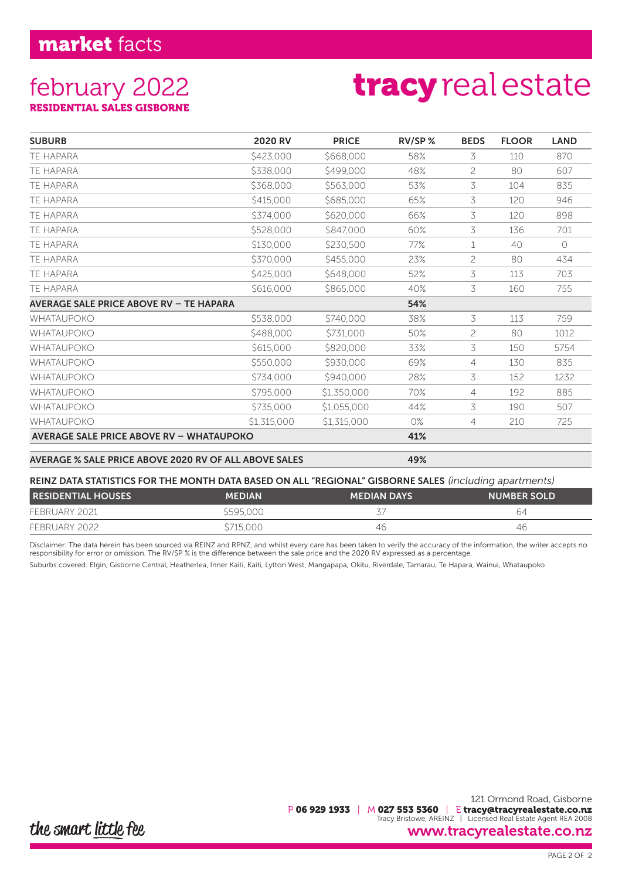# market facts

## february 2022
**RESIDENTIAL SALES GISBORNE**

**tracy** real estate

| SUBURB | 2020 RV | PRICE | RV/SP % | BEDS | FLOOR | LAND |
|---|---|---|---|---|---|---|
| TE HAPARA | $423,000 | $668,000 | 58% | 3 | 110 | 870 |
| TE HAPARA | $338,000 | $499,000 | 48% | 2 | 80 | 607 |
| TE HAPARA | $368,000 | $563,000 | 53% | 3 | 104 | 835 |
| TE HAPARA | $415,000 | $685,000 | 65% | 3 | 120 | 946 |
| TE HAPARA | $374,000 | $620,000 | 66% | 3 | 120 | 898 |
| TE HAPARA | $528,000 | $847,000 | 60% | 3 | 136 | 701 |
| TE HAPARA | $130,000 | $230,500 | 77% | 1 | 40 | 0 |
| TE HAPARA | $370,000 | $455,000 | 23% | 2 | 80 | 434 |
| TE HAPARA | $425,000 | $648,000 | 52% | 3 | 113 | 703 |
| TE HAPARA | $616,000 | $865,000 | 40% | 3 | 160 | 755 |
| **AVERAGE SALE PRICE ABOVE RV – TE HAPARA** | | | **54%** | | | |
| WHATAUPOKO | $538,000 | $740,000 | 38% | 3 | 113 | 759 |
| WHATAUPOKO | $488,000 | $731,000 | 50% | 2 | 80 | 1012 |
| WHATAUPOKO | $615,000 | $820,000 | 33% | 3 | 150 | 5754 |
| WHATAUPOKO | $550,000 | $930,000 | 69% | 4 | 130 | 835 |
| WHATAUPOKO | $734,000 | $940,000 | 28% | 3 | 152 | 1232 |
| WHATAUPOKO | $795,000 | $1,350,000 | 70% | 4 | 192 | 885 |
| WHATAUPOKO | $735,000 | $1,055,000 | 44% | 3 | 190 | 507 |
| WHATAUPOKO | $1,315,000 | $1,315,000 | 0% | 4 | 210 | 725 |
| **AVERAGE SALE PRICE ABOVE RV – WHATAUPOKO** | | | **41%** | | | |
| **AVERAGE % SALE PRICE ABOVE 2020 RV OF ALL ABOVE SALES** | | | **49%** | | | |

**REINZ DATA STATISTICS FOR THE MONTH DATA BASED ON ALL "REGIONAL" GISBORNE SALES** *(including apartments)*

| RESIDENTIAL HOUSES | MEDIAN | MEDIAN DAYS | NUMBER SOLD |
|---|---|---|---|
| FEBRUARY 2021 | $595,000 | 37 | 64 |
| FEBRUARY 2022 | $715,000 | 46 | 46 |

Disclaimer: The data herein has been sourced via REINZ and RPNZ, and whilst every care has been taken to verify the accuracy of the information, the writer accepts no responsibility for error or omission. The RV/SP % is the difference between the sale price and the 2020 RV expressed as a percentage.

Suburbs covered: Elgin, Gisborne Central, Heatherlea, Inner Kaiti, Kaiti, Lytton West, Mangapapa, Okitu, Riverdale, Tamarau, Te Hapara, Wainui, Whataupoko

the smart little fee

121 Ormond Road, Gisborne
P **06 929 1933** | M **027 553 5360** | E **tracy@tracyrealestate.co.nz**
Tracy Bristowe, AREINZ | Licensed Real Estate Agent REA 2008
**www.tracyrealestate.co.nz**